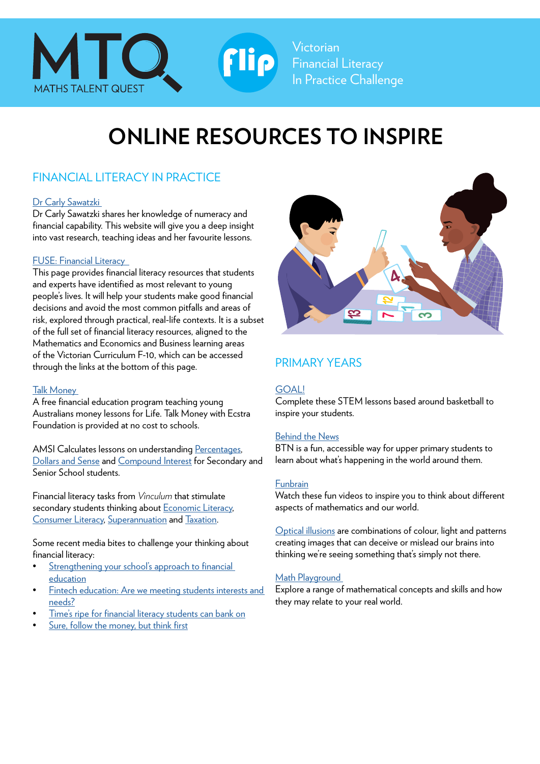MATHS TALENT QUEST

Victorian Financial Literacy In Practice Challenge

# ONLINE RESOURCES TO INSPIRE

## FINANCIAL LITERACY IN PRACTICE

Dr Carly Sawatzki

Dr Carly Sawatzki shares her knowledge of numeracy and financial capability. This website will give you a deep insight into vast research, teaching ideas and her favourite lessons.

FUSE: Financial Literacy

This page provides financial literacy resources that students and experts have identified as most relevant to young people's lives. It will help your students make good financial decisions and avoid the most common pitfalls and areas of risk, explored through practical, real-life contexts. It is a subset of the full set of financial literacy resources, aligned to the Mathematics and Economics and Business learning areas of the Victorian Curriculum F-10, which can be accessed through the links at the bottom of this page.

Talk Money

A free financial education program teaching young Australians money lessons for Life. Talk Money with Ecstra Foundation is provided at no cost to schools.

AMSI Calculates lessons on understanding Percentages, Dollars and Sense and Compound Interest for Secondary and Senior School students.

Financial literacy tasks from *Vinculum* that stimulate secondary students thinking about Economic Literacy, Consumer Literacy, Superannuation and Taxation.

Some recent media bites to challenge your thinking about financial literacy:

- Strengthening your school's approach to financial education
- Fintech education: Are we meeting students interests and needs?
- Time's ripe for financial literacy students can bank on
- Sure, follow the money, but think first

## PRIMARY YEARS

GOAL!

Complete these STEM lessons based around basketball to inspire your students.

Behind the News

BTN is a fun, accessible way for upper primary students to learn about what's happening in the world around them.

Funbrain

Watch these fun videos to inspire you to think about different aspects of mathematics and our world.

Optical illusions are combinations of colour, light and patterns creating images that can deceive or mislead our brains into thinking we're seeing something that's simply not there.

Math Playground

Explore a range of mathematical concepts and skills and how they may relate to your real world.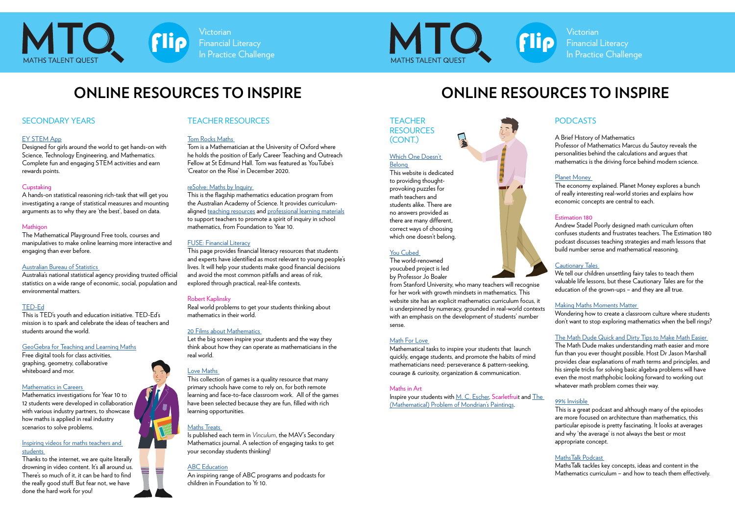# ONLINE RESOURCES TO INSPIRE

## SECONDARY YEARS

EY STEM App
Designed for girls around the world to get hands-on with Science, Technology Engineering, and Mathematics. Complete fun and engaging STEM activities and earn rewards points.

Cupstaking
A hands-on statistical reasoning rich-task that will get you investigating a range of statistical measures and mounting arguments as to why they are 'the best', based on data.

Mathigon
The Mathematical Playground Free tools, courses and manipulatives to make online learning more interactive and engaging than ever before.

Australian Bureau of Statistics
Australia's national statistical agency providing trusted official statistics on a wide range of economic, social, population and environmental matters.

TED-Ed
This is TED's youth and education initiative. TED-Ed's mission is to spark and celebrate the ideas of teachers and students around the world.

GeoGebra for Teaching and Learning Maths
Free digital tools for class activities, graphing, geometry, collaborative whiteboard and mor.

Mathematics in Careers
Mathematics investigations for Year 10 to 12 students were developed in collaboration with various industry partners, to showcase how maths is applied in real industry scenarios to solve problems.

Inspiring videos for maths teachers and students
Thanks to the internet, we are quite literally drowning in video content. It's all around us. There's so much of it, it can be hard to find the really good stuff. But fear not, we have done the hard work for you!

## TEACHER RESOURCES

Tom Rocks Maths
Tom is a Mathematician at the University of Oxford where he holds the position of Early Career Teaching and Outreach Fellow at St Edmund Hall. Tom was featured as YouTube's 'Creator on the Rise' in December 2020.

reSolve: Maths by Inquiry
This is the flagship mathematics education program from the Australian Academy of Science. It provides curriculum-aligned teaching resources and professional learning materials to support teachers to promote a spirit of inquiry in school mathematics, from Foundation to Year 10.

FUSE: Financial Literacy
This page provides financial literacy resources that students and experts have identified as most relevant to young people's lives. It will help your students make good financial decisions and avoid the most common pitfalls and areas of risk, explored through practical, real-life contexts.

Robert Kaplinsky
Real world problems to get your students thinking about mathematics in their world.

20 Films about Mathematics
Let the big screen inspire your students and the way they think about how they can operate as mathematicians in the real world.

Love Maths
This collection of games is a quality resource that many primary schools have come to rely on, for both remote learning and face-to-face classroom work. All of the games have been selected because they are fun, filled with rich learning opportunities.

Maths Treats
Is published each term in *Vinculum*, the MAV's Secondary Mathematics journal. A selection of engaging tasks to get your seconday students thinking!

ABC Education
An inspiring range of ABC programs and podcasts for children in Foundation to Yr 10.

## TEACHER RESOURCES (CONT.)

Which One Doesn't Belong
This website is dedicated to providing thought-provoking puzzles for math teachers and students alike. There are no answers provided as there are many different, correct ways of choosing which one doesn't belong.

You Cubed
The world-renowned youcubed project is led by Professor Jo Boaler from Stanford University, who many teachers will recognise for her work with growth mindsets in mathematics. This website site has an explicit mathematics curriculum focus, it is underpinned by numeracy, grounded in real-world contexts with an emphasis on the development of students' number sense.

Math For Love
Mathematical tasks to inspire your students that launch quickly, engage students, and promote the habits of mind mathematicians need: perseverance & pattern-seeking, courage & curiosity, organization & communication.

Maths in Art
Inspire your students with M. C. Escher, Scarletfruit and The (Mathematical) Problem of Mondrian's Paintings.

## PODCASTS

A Brief History of Mathematics
Professor of Mathematics Marcus du Sautoy reveals the personalities behind the calculations and argues that mathematics is the driving force behind modern science.

Planet Money
The economy explained. Planet Money explores a bunch of really interesting real-world stories and explains how economic concepts are central to each.

Estimation 180
Andrew Stadel Poorly designed math curriculum often confuses students and frustrates teachers. The Estimation 180 podcast discusses teaching strategies and math lessons that build number sense and mathematical reasoning.

Cautionary Tales
We tell our children unsettling fairy tales to teach them valuable life lessons, but these Cautionary Tales are for the education of the grown-ups – and they are all true.

Making Maths Moments Matter
Wondering how to create a classroom culture where students don't want to stop exploring mathematics when the bell rings?

The Math Dude Quick and Dirty Tips to Make Math Easier
The Math Dude makes understanding math easier and more fun than you ever thought possible. Host Dr Jason Marshall provides clear explanations of math terms and principles, and his simple tricks for solving basic algebra problems will have even the most mathphobic looking forward to working out whatever math problem comes their way.

99% Invisible
This is a great podcast and although many of the episodes are more focused on architecture than mathematics, this particular episode is pretty fascinating. It looks at averages and why 'the average' is not always the best or most appropriate concept.

MathsTalk Podcast
MathsTalk tackles key concepts, ideas and content in the Mathematics curriculum – and how to teach them effectively.